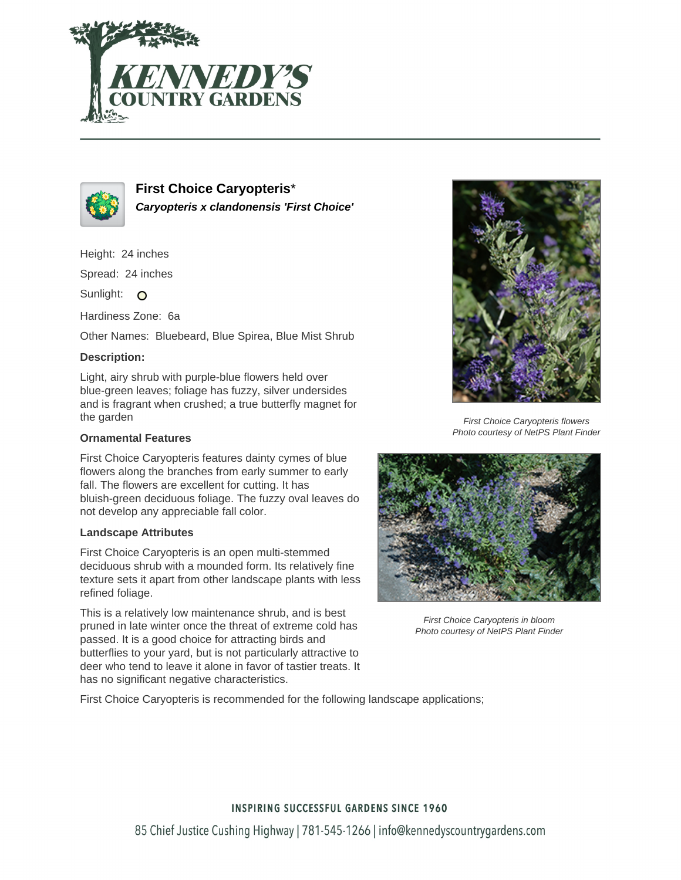# First Choice Caryopteris*

***Caryopteris x clandonensis 'First Choice'***

Height: 24 inches

Spread: 24 inches

Sunlight:

Hardiness Zone: 6a

Other Names: Bluebeard, Blue Spirea, Blue Mist Shrub

**Description:**

Light, airy shrub with purple-blue flowers held over blue-green leaves; foliage has fuzzy, silver undersides and is fragrant when crushed; a true butterfly magnet for the garden

### Ornamental Features

First Choice Caryopteris features dainty cymes of blue flowers along the branches from early summer to early fall. The flowers are excellent for cutting. It has bluish-green deciduous foliage. The fuzzy oval leaves do not develop any appreciable fall color.

### Landscape Attributes

First Choice Caryopteris is an open multi-stemmed deciduous shrub with a mounded form. Its relatively fine texture sets it apart from other landscape plants with less refined foliage.

This is a relatively low maintenance shrub, and is best pruned in late winter once the threat of extreme cold has passed. It is a good choice for attracting birds and butterflies to your yard, but is not particularly attractive to deer who tend to leave it alone in favor of tastier treats. It has no significant negative characteristics.

First Choice Caryopteris is recommended for the following landscape applications;

*First Choice Caryopteris flowers*
*Photo courtesy of NetPS Plant Finder*

*First Choice Caryopteris in bloom*
*Photo courtesy of NetPS Plant Finder*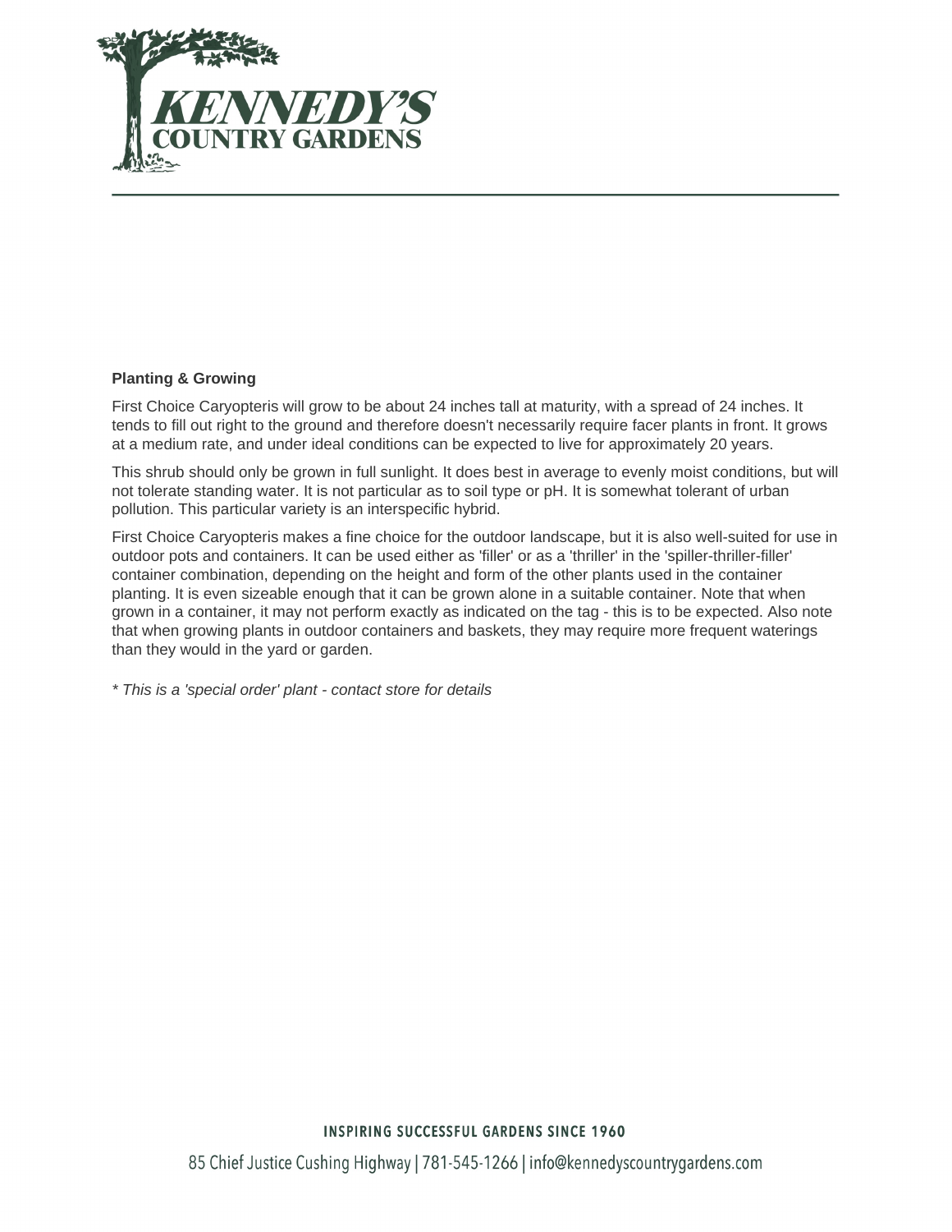**Planting & Growing**

First Choice Caryopteris will grow to be about 24 inches tall at maturity, with a spread of 24 inches. It tends to fill out right to the ground and therefore doesn't necessarily require facer plants in front. It grows at a medium rate, and under ideal conditions can be expected to live for approximately 20 years.

This shrub should only be grown in full sunlight. It does best in average to evenly moist conditions, but will not tolerate standing water. It is not particular as to soil type or pH. It is somewhat tolerant of urban pollution. This particular variety is an interspecific hybrid.

First Choice Caryopteris makes a fine choice for the outdoor landscape, but it is also well-suited for use in outdoor pots and containers. It can be used either as 'filler' or as a 'thriller' in the 'spiller-thriller-filler' container combination, depending on the height and form of the other plants used in the container planting. It is even sizeable enough that it can be grown alone in a suitable container. Note that when grown in a container, it may not perform exactly as indicated on the tag - this is to be expected. Also note that when growing plants in outdoor containers and baskets, they may require more frequent waterings than they would in the yard or garden.

*\* This is a 'special order' plant - contact store for details*